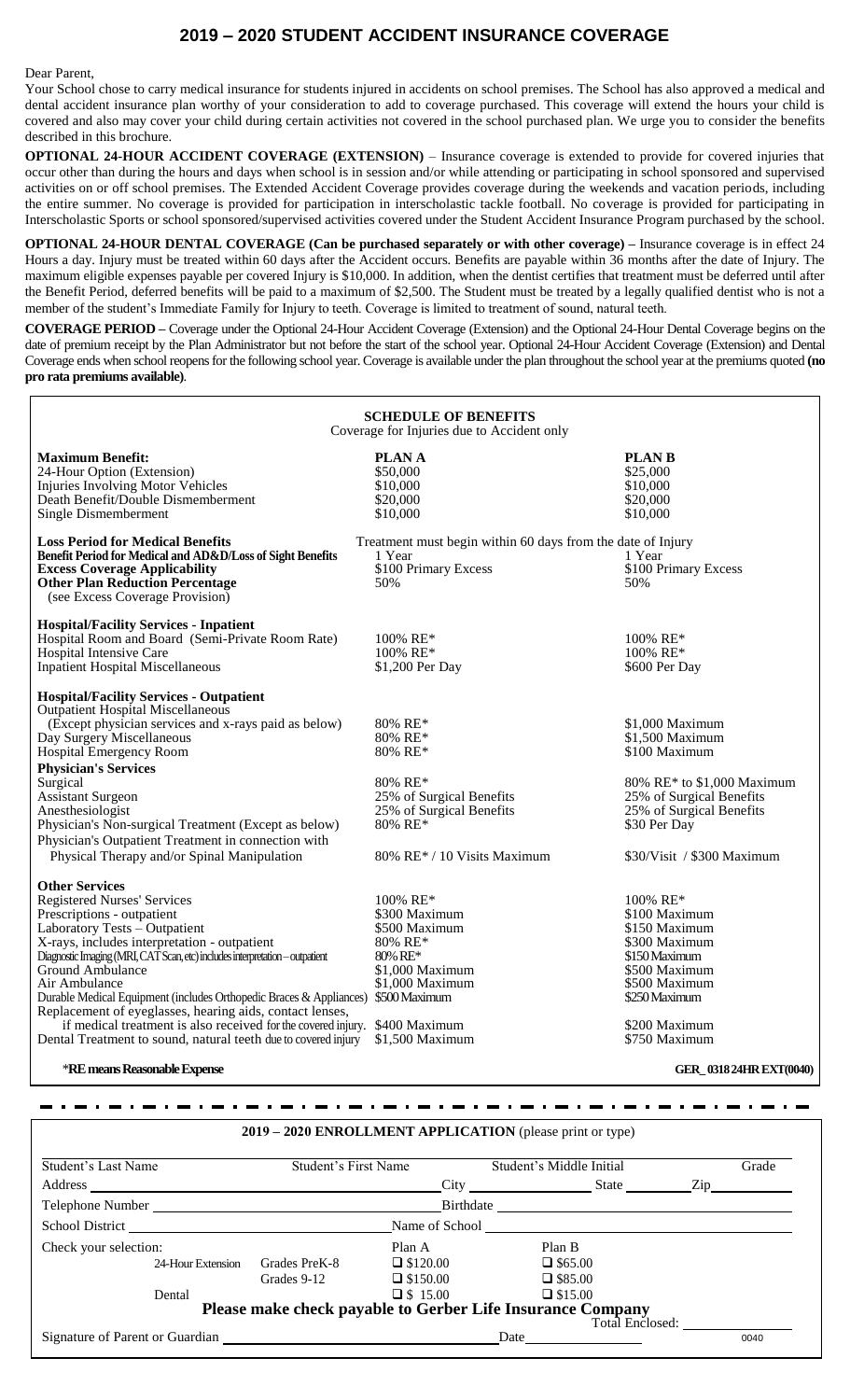# 2019 – 2020 STUDENT ACCIDENT INSURANCE COVERAGE

Dear Parent,

Your School chose to carry medical insurance for students injured in accidents on school premises. The School has also approved a medical and dental accident insurance plan worthy of your consideration to add to coverage purchased. This coverage will extend the hours your child is covered and also may cover your child during certain activities not covered in the school purchased plan. We urge you to consider the benefits described in this brochure.

**OPTIONAL 24-HOUR ACCIDENT COVERAGE (EXTENSION)** – Insurance coverage is extended to provide for covered injuries that occur other than during the hours and days when school is in session and/or while attending or participating in school sponsored and supervised activities on or off school premises. The Extended Accident Coverage provides coverage during the weekends and vacation periods, including the entire summer. No coverage is provided for participation in interscholastic tackle football. No coverage is provided for participating in Interscholastic Sports or school sponsored/supervised activities covered under the Student Accident Insurance Program purchased by the school.

**OPTIONAL 24-HOUR DENTAL COVERAGE (Can be purchased separately or with other coverage)** – Insurance coverage is in effect 24 Hours a day. Injury must be treated within 60 days after the Accident occurs. Benefits are payable within 36 months after the date of Injury. The maximum eligible expenses payable per covered Injury is $10,000. In addition, when the dentist certifies that treatment must be deferred until after the Benefit Period, deferred benefits will be paid to a maximum of $2,500. The Student must be treated by a legally qualified dentist who is not a member of the student's Immediate Family for Injury to teeth. Coverage is limited to treatment of sound, natural teeth.

**COVERAGE PERIOD** – Coverage under the Optional 24-Hour Accident Coverage (Extension) and the Optional 24-Hour Dental Coverage begins on the date of premium receipt by the Plan Administrator but not before the start of the school year. Optional 24-Hour Accident Coverage (Extension) and Dental Coverage ends when school reopens for the following school year. Coverage is available under the plan throughout the school year at the premiums quoted **(no pro rata premiums available)**.

## SCHEDULE OF BENEFITS

Coverage for Injuries due to Accident only

| | PLAN A | PLAN B |
|---|---|---|
| **Maximum Benefit:** | | |
| 24-Hour Option (Extension) | $50,000 | $25,000 |
| Injuries Involving Motor Vehicles | $10,000 | $10,000 |
| Death Benefit/Double Dismemberment | $20,000 | $20,000 |
| Single Dismemberment | $10,000 | $10,000 |
| **Loss Period for Medical Benefits** | Treatment must begin within 60 days from the date of Injury | |
| **Benefit Period for Medical and AD&D/Loss of Sight Benefits** | 1 Year | 1 Year |
| **Excess Coverage Applicability** | $100 Primary Excess | $100 Primary Excess |
| **Other Plan Reduction Percentage** (see Excess Coverage Provision) | 50% | 50% |
| **Hospital/Facility Services - Inpatient** | | |
| Hospital Room and Board (Semi-Private Room Rate) | 100% RE* | 100% RE* |
| Hospital Intensive Care | 100% RE* | 100% RE* |
| Inpatient Hospital Miscellaneous | $1,200 Per Day | $600 Per Day |
| **Hospital/Facility Services - Outpatient** | | |
| Outpatient Hospital Miscellaneous (Except physician services and x-rays paid as below) | 80% RE* | $1,000 Maximum |
| Day Surgery Miscellaneous | 80% RE* | $1,500 Maximum |
| Hospital Emergency Room | 80% RE* | $100 Maximum |
| **Physician's Services** | | |
| Surgical | 80% RE* | 80% RE* to $1,000 Maximum |
| Assistant Surgeon | 25% of Surgical Benefits | 25% of Surgical Benefits |
| Anesthesiologist | 25% of Surgical Benefits | 25% of Surgical Benefits |
| Physician's Non-surgical Treatment (Except as below) | 80% RE* | $30 Per Day |
| Physician's Outpatient Treatment in connection with Physical Therapy and/or Spinal Manipulation | 80% RE* / 10 Visits Maximum | $30/Visit / $300 Maximum |
| **Other Services** | | |
| Registered Nurses' Services | 100% RE* | 100% RE* |
| Prescriptions - outpatient | $300 Maximum | $100 Maximum |
| Laboratory Tests – Outpatient | $500 Maximum | $150 Maximum |
| X-rays, includes interpretation - outpatient | 80% RE* | $300 Maximum |
| Diagnostic Imaging (MRI, CAT Scan, etc) includes interpretation – outpatient | 80% RE* | $150 Maximum |
| Ground Ambulance | $1,000 Maximum | $500 Maximum |
| Air Ambulance | $1,000 Maximum | $500 Maximum |
| Durable Medical Equipment (includes Orthopedic Braces & Appliances) | $500 Maximum | $250 Maximum |
| Replacement of eyeglasses, hearing aids, contact lenses, if medical treatment is also received for the covered injury. | $400 Maximum | $200 Maximum |
| Dental Treatment to sound, natural teeth due to covered injury | $1,500 Maximum | $750 Maximum |

***RE means Reasonable Expense**

**GER_0318 24HR EXT(0040)**

## 2019 – 2020 ENROLLMENT APPLICATION (please print or type)

Student's Last Name ______ Student's First Name ______ Student's Middle Initial ______ Grade ______

Address ______ City ______ State ______ Zip ______

Telephone Number ______ Birthdate ______

School District ______ Name of School ______

Check your selection:

| | | Plan A | Plan B |
|---|---|---|---|
| 24-Hour Extension | Grades PreK-8 | ❑ $120.00 | ❑ $65.00 |
| | Grades 9-12 | ❑ $150.00 | ❑ $85.00 |
| Dental | | ❑ $ 15.00 | ❑ $15.00 |

**Please make check payable to Gerber Life Insurance Company**

Total Enclosed: ______

Signature of Parent or Guardian ______ Date ______

0040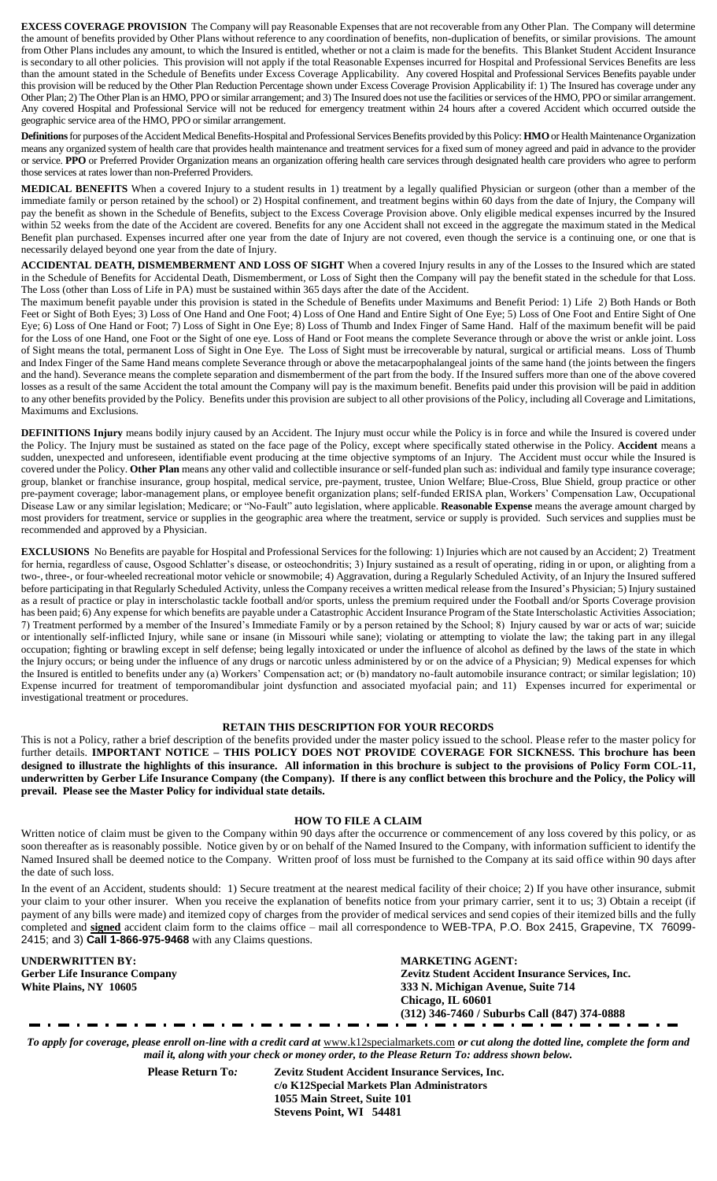**EXCESS COVERAGE PROVISION** The Company will pay Reasonable Expenses that are not recoverable from any Other Plan. The Company will determine the amount of benefits provided by Other Plans without reference to any coordination of benefits, non-duplication of benefits, or similar provisions. The amount from Other Plans includes any amount, to which the Insured is entitled, whether or not a claim is made for the benefits. This Blanket Student Accident Insurance is secondary to all other policies. This provision will not apply if the total Reasonable Expenses incurred for Hospital and Professional Services Benefits are less than the amount stated in the Schedule of Benefits under Excess Coverage Applicability. Any covered Hospital and Professional Services Benefits payable under this provision will be reduced by the Other Plan Reduction Percentage shown under Excess Coverage Provision Applicability if: 1) The Insured has coverage under any Other Plan; 2) The Other Plan is an HMO, PPO or similar arrangement; and 3) The Insured does not use the facilities or services of the HMO, PPO or similar arrangement. Any covered Hospital and Professional Service will not be reduced for emergency treatment within 24 hours after a covered Accident which occurred outside the geographic service area of the HMO, PPO or similar arrangement.

**Definitions** for purposes of the Accident Medical Benefits-Hospital and Professional Services Benefits provided by this Policy: **HMO** or Health Maintenance Organization means any organized system of health care that provides health maintenance and treatment services for a fixed sum of money agreed and paid in advance to the provider or service. **PPO** or Preferred Provider Organization means an organization offering health care services through designated health care providers who agree to perform those services at rates lower than non-Preferred Providers.

**MEDICAL BENEFITS** When a covered Injury to a student results in 1) treatment by a legally qualified Physician or surgeon (other than a member of the immediate family or person retained by the school) or 2) Hospital confinement, and treatment begins within 60 days from the date of Injury, the Company will pay the benefit as shown in the Schedule of Benefits, subject to the Excess Coverage Provision above. Only eligible medical expenses incurred by the Insured within 52 weeks from the date of the Accident are covered. Benefits for any one Accident shall not exceed in the aggregate the maximum stated in the Medical Benefit plan purchased. Expenses incurred after one year from the date of Injury are not covered, even though the service is a continuing one, or one that is necessarily delayed beyond one year from the date of Injury.

**ACCIDENTAL DEATH, DISMEMBERMENT AND LOSS OF SIGHT** When a covered Injury results in any of the Losses to the Insured which are stated in the Schedule of Benefits for Accidental Death, Dismemberment, or Loss of Sight then the Company will pay the benefit stated in the schedule for that Loss. The Loss (other than Loss of Life in PA) must be sustained within 365 days after the date of the Accident.

The maximum benefit payable under this provision is stated in the Schedule of Benefits under Maximums and Benefit Period: 1) Life 2) Both Hands or Both Feet or Sight of Both Eyes; 3) Loss of One Hand and One Foot; 4) Loss of One Hand and Entire Sight of One Eye; 5) Loss of One Foot and Entire Sight of One Eye; 6) Loss of One Hand or Foot; 7) Loss of Sight in One Eye; 8) Loss of Thumb and Index Finger of Same Hand. Half of the maximum benefit will be paid for the Loss of one Hand, one Foot or the Sight of one eye. Loss of Hand or Foot means the complete Severance through or above the wrist or ankle joint. Loss of Sight means the total, permanent Loss of Sight in One Eye. The Loss of Sight must be irrecoverable by natural, surgical or artificial means. Loss of Thumb and Index Finger of the Same Hand means complete Severance through or above the metacarpophalangeal joints of the same hand (the joints between the fingers and the hand). Severance means the complete separation and dismemberment of the part from the body. If the Insured suffers more than one of the above covered losses as a result of the same Accident the total amount the Company will pay is the maximum benefit. Benefits paid under this provision will be paid in addition to any other benefits provided by the Policy. Benefits under this provision are subject to all other provisions of the Policy, including all Coverage and Limitations, Maximums and Exclusions.

**DEFINITIONS Injury** means bodily injury caused by an Accident. The Injury must occur while the Policy is in force and while the Insured is covered under the Policy. The Injury must be sustained as stated on the face page of the Policy, except where specifically stated otherwise in the Policy. **Accident** means a sudden, unexpected and unforeseen, identifiable event producing at the time objective symptoms of an Injury. The Accident must occur while the Insured is covered under the Policy. **Other Plan** means any other valid and collectible insurance or self-funded plan such as: individual and family type insurance coverage; group, blanket or franchise insurance, group hospital, medical service, pre-payment, trustee, Union Welfare; Blue-Cross, Blue Shield, group practice or other pre-payment coverage; labor-management plans, or employee benefit organization plans; self-funded ERISA plan, Workers' Compensation Law, Occupational Disease Law or any similar legislation; Medicare; or "No-Fault" auto legislation, where applicable. **Reasonable Expense** means the average amount charged by most providers for treatment, service or supplies in the geographic area where the treatment, service or supply is provided. Such services and supplies must be recommended and approved by a Physician.

**EXCLUSIONS** No Benefits are payable for Hospital and Professional Services for the following: 1) Injuries which are not caused by an Accident; 2) Treatment for hernia, regardless of cause, Osgood Schlatter's disease, or osteochondritis; 3) Injury sustained as a result of operating, riding in or upon, or alighting from a two-, three-, or four-wheeled recreational motor vehicle or snowmobile; 4) Aggravation, during a Regularly Scheduled Activity, of an Injury the Insured suffered before participating in that Regularly Scheduled Activity, unless the Company receives a written medical release from the Insured's Physician; 5) Injury sustained as a result of practice or play in interscholastic tackle football and/or sports, unless the premium required under the Football and/or Sports Coverage provision has been paid; 6) Any expense for which benefits are payable under a Catastrophic Accident Insurance Program of the State Interscholastic Activities Association; 7) Treatment performed by a member of the Insured's Immediate Family or by a person retained by the School; 8) Injury caused by war or acts of war; suicide or intentionally self-inflicted Injury, while sane or insane (in Missouri while sane); violating or attempting to violate the law; the taking part in any illegal occupation; fighting or brawling except in self defense; being legally intoxicated or under the influence of alcohol as defined by the laws of the state in which the Injury occurs; or being under the influence of any drugs or narcotic unless administered by or on the advice of a Physician; 9) Medical expenses for which the Insured is entitled to benefits under any (a) Workers' Compensation act; or (b) mandatory no-fault automobile insurance contract; or similar legislation; 10) Expense incurred for treatment of temporomandibular joint dysfunction and associated myofacial pain; and 11) Expenses incurred for experimental or investigational treatment or procedures.

## RETAIN THIS DESCRIPTION FOR YOUR RECORDS

This is not a Policy, rather a brief description of the benefits provided under the master policy issued to the school. Please refer to the master policy for further details. **IMPORTANT NOTICE – THIS POLICY DOES NOT PROVIDE COVERAGE FOR SICKNESS. This brochure has been designed to illustrate the highlights of this insurance. All information in this brochure is subject to the provisions of Policy Form COL-11, underwritten by Gerber Life Insurance Company (the Company). If there is any conflict between this brochure and the Policy, the Policy will prevail. Please see the Master Policy for individual state details.**

## HOW TO FILE A CLAIM

Written notice of claim must be given to the Company within 90 days after the occurrence or commencement of any loss covered by this policy, or as soon thereafter as is reasonably possible. Notice given by or on behalf of the Named Insured to the Company, with information sufficient to identify the Named Insured shall be deemed notice to the Company. Written proof of loss must be furnished to the Company at its said office within 90 days after the date of such loss.

In the event of an Accident, students should: 1) Secure treatment at the nearest medical facility of their choice; 2) If you have other insurance, submit your claim to your other insurer. When you receive the explanation of benefits notice from your primary carrier, sent it to us; 3) Obtain a receipt (if payment of any bills were made) and itemized copy of charges from the provider of medical services and send copies of their itemized bills and the fully completed and **signed** accident claim form to the claims office – mail all correspondence to WEB-TPA, P.O. Box 2415, Grapevine, TX 76099-2415; and 3) **Call 1-866-975-9468** with any Claims questions.

**UNDERWRITTEN BY:**
**Gerber Life Insurance Company**
**White Plains, NY 10605**

**MARKETING AGENT:**
**Zevitz Student Accident Insurance Services, Inc.**
**333 N. Michigan Avenue, Suite 714**
**Chicago, IL 60601**
**(312) 346-7460 / Suburbs Call (847) 374-0888**

***To apply for coverage, please enroll on-line with a credit card at*** www.k12specialmarkets.com ***or cut along the dotted line, complete the form and mail it, along with your check or money order, to the Please Return To: address shown below.***

**Please Return To:** **Zevitz Student Accident Insurance Services, Inc.**
**c/o K12Special Markets Plan Administrators**
**1055 Main Street, Suite 101**
**Stevens Point, WI 54481**